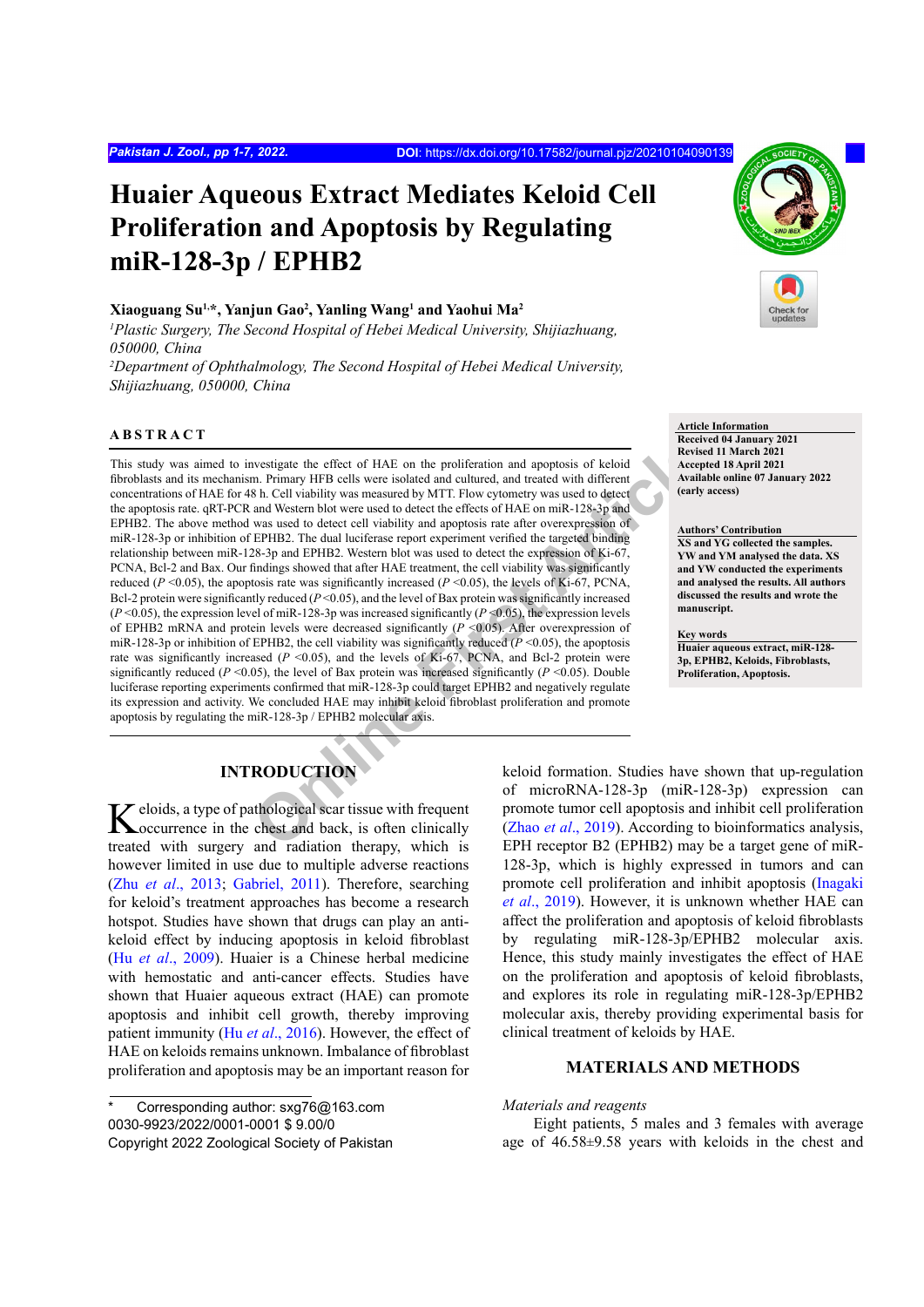# Huaier Aqueous Extract Mediates Keloid Cell Proliferation and Apoptosis by Regulating miR-128-3p / EPHB2

**Xiaoguang Su[1,*], Yanjun Gao[2], Yanling Wang[1] and Yaohui Ma[2]**

*[1]Plastic Surgery, The Second Hospital of Hebei Medical University, Shijiazhuang, 050000, China*
*[2]Department of Ophthalmology, The Second Hospital of Hebei Medical University, Shijiazhuang, 050000, China*

## ABSTRACT

This study was aimed to investigate the effect of HAE on the proliferation and apoptosis of keloid fibroblasts and its mechanism. Primary HFB cells were isolated and cultured, and treated with different concentrations of HAE for 48 h. Cell viability was measured by MTT. Flow cytometry was used to detect the apoptosis rate. qRT-PCR and Western blot were used to detect the effects of HAE on miR-128-3p and EPHB2. The above method was used to detect cell viability and apoptosis rate after overexpression of miR-128-3p or inhibition of EPHB2. The dual luciferase report experiment verified the targeted binding relationship between miR-128-3p and EPHB2. Western blot was used to detect the expression of Ki-67, PCNA, Bcl-2 and Bax. Our findings showed that after HAE treatment, the cell viability was significantly reduced ($P < 0.05$), the apoptosis rate was significantly increased ($P < 0.05$), the levels of Ki-67, PCNA, Bcl-2 protein were significantly reduced ($P < 0.05$), and the level of Bax protein was significantly increased ($P < 0.05$), the expression level of miR-128-3p was increased significantly ($P < 0.05$), the expression levels of EPHB2 mRNA and protein levels were decreased significantly ($P < 0.05$). After overexpression of miR-128-3p or inhibition of EPHB2, the cell viability was significantly reduced ($P < 0.05$), the apoptosis rate was significantly increased ($P < 0.05$), and the levels of Ki-67, PCNA, and Bcl-2 protein were significantly reduced ($P < 0.05$), the level of Bax protein was increased significantly ($P < 0.05$). Double luciferase reporting experiments confirmed that miR-128-3p could target EPHB2 and negatively regulate its expression and activity. We concluded HAE may inhibit keloid fibroblast proliferation and promote apoptosis by regulating the miR-128-3p / EPHB2 molecular axis.

**Article Information**
Received 04 January 2021
Revised 11 March 2021
Accepted 18 April 2021
Available online 07 January 2022 (early access)

**Authors' Contribution**
XS and YG collected the samples. YW and YM analysed the data. XS and YW conducted the experiments and analysed the results. All authors discussed the results and wrote the manuscript.

**Key words**
Huaier aqueous extract, miR-128-3p, EPHB2, Keloids, Fibroblasts, Proliferation, Apoptosis.

## INTRODUCTION

Keloids, a type of pathological scar tissue with frequent occurrence in the chest and back, is often clinically treated with surgery and radiation therapy, which is however limited in use due to multiple adverse reactions (Zhu *et al*., 2013; Gabriel, 2011). Therefore, searching for keloid's treatment approaches has become a research hotspot. Studies have shown that drugs can play an anti-keloid effect by inducing apoptosis in keloid fibroblast (Hu *et al*., 2009). Huaier is a Chinese herbal medicine with hemostatic and anti-cancer effects. Studies have shown that Huaier aqueous extract (HAE) can promote apoptosis and inhibit cell growth, thereby improving patient immunity (Hu *et al*., 2016). However, the effect of HAE on keloids remains unknown. Imbalance of fibroblast proliferation and apoptosis may be an important reason for keloid formation. Studies have shown that up-regulation of microRNA-128-3p (miR-128-3p) expression can promote tumor cell apoptosis and inhibit cell proliferation (Zhao *et al*., 2019). According to bioinformatics analysis, EPH receptor B2 (EPHB2) may be a target gene of miR-128-3p, which is highly expressed in tumors and can promote cell proliferation and inhibit apoptosis (Inagaki *et al*., 2019). However, it is unknown whether HAE can affect the proliferation and apoptosis of keloid fibroblasts by regulating miR-128-3p/EPHB2 molecular axis. Hence, this study mainly investigates the effect of HAE on the proliferation and apoptosis of keloid fibroblasts, and explores its role in regulating miR-128-3p/EPHB2 molecular axis, thereby providing experimental basis for clinical treatment of keloids by HAE.

## MATERIALS AND METHODS

### *Materials and reagents*

Eight patients, 5 males and 3 females with average age of 46.58±9.58 years with keloids in the chest and

\* Corresponding author: sxg76@163.com
0030-9923/2022/0001-0001 $ 9.00/0
Copyright 2022 Zoological Society of Pakistan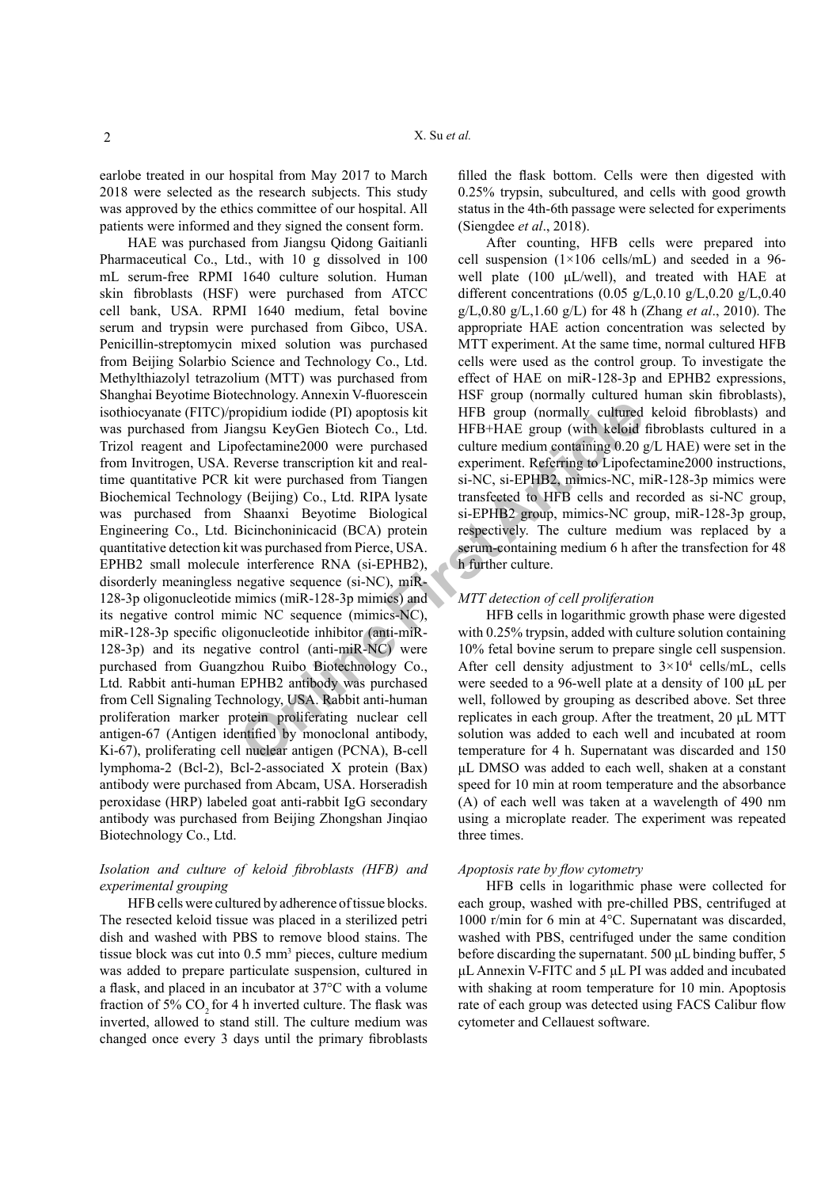earlobe treated in our hospital from May 2017 to March 2018 were selected as the research subjects. This study was approved by the ethics committee of our hospital. All patients were informed and they signed the consent form.

HAE was purchased from Jiangsu Qidong Gaitianli Pharmaceutical Co., Ltd., with 10 g dissolved in 100 mL serum-free RPMI 1640 culture solution. Human skin fibroblasts (HSF) were purchased from ATCC cell bank, USA. RPMI 1640 medium, fetal bovine serum and trypsin were purchased from Gibco, USA. Penicillin-streptomycin mixed solution was purchased from Beijing Solarbio Science and Technology Co., Ltd. Methylthiazolyl tetrazolium (MTT) was purchased from Shanghai Beyotime Biotechnology. Annexin V-fluorescein isothiocyanate (FITC)/propidium iodide (PI) apoptosis kit was purchased from Jiangsu KeyGen Biotech Co., Ltd. Trizol reagent and Lipofectamine2000 were purchased from Invitrogen, USA. Reverse transcription kit and real-time quantitative PCR kit were purchased from Tiangen Biochemical Technology (Beijing) Co., Ltd. RIPA lysate was purchased from Shaanxi Beyotime Biological Engineering Co., Ltd. Bicinchoninicacid (BCA) protein quantitative detection kit was purchased from Pierce, USA. EPHB2 small molecule interference RNA (si-EPHB2), disorderly meaningless negative sequence (si-NC), miR-128-3p oligonucleotide mimics (miR-128-3p mimics) and its negative control mimic NC sequence (mimics-NC), miR-128-3p specific oligonucleotide inhibitor (anti-miR-128-3p) and its negative control (anti-miR-NC) were purchased from Guangzhou Ruibo Biotechnology Co., Ltd. Rabbit anti-human EPHB2 antibody was purchased from Cell Signaling Technology, USA. Rabbit anti-human proliferation marker protein proliferating nuclear cell antigen-67 (Antigen identified by monoclonal antibody, Ki-67), proliferating cell nuclear antigen (PCNA), B-cell lymphoma-2 (Bcl-2), Bcl-2-associated X protein (Bax) antibody were purchased from Abcam, USA. Horseradish peroxidase (HRP) labeled goat anti-rabbit IgG secondary antibody was purchased from Beijing Zhongshan Jinqiao Biotechnology Co., Ltd.

### *Isolation and culture of keloid fibroblasts (HFB) and experimental grouping*

HFB cells were cultured by adherence of tissue blocks. The resected keloid tissue was placed in a sterilized petri dish and washed with PBS to remove blood stains. The tissue block was cut into 0.5 $mm^3$ pieces, culture medium was added to prepare particulate suspension, cultured in a flask, and placed in an incubator at 37°C with a volume fraction of 5% $CO_2$ for 4 h inverted culture. The flask was inverted, allowed to stand still. The culture medium was changed once every 3 days until the primary fibroblasts filled the flask bottom. Cells were then digested with 0.25% trypsin, subcultured, and cells with good growth status in the 4th-6th passage were selected for experiments (Siengdee *et al*., 2018).

After counting, HFB cells were prepared into cell suspension (1×106 cells/mL) and seeded in a 96-well plate (100 μL/well), and treated with HAE at different concentrations (0.05 g/L,0.10 g/L,0.20 g/L,0.40 g/L,0.80 g/L,1.60 g/L) for 48 h (Zhang *et al*., 2010). The appropriate HAE action concentration was selected by MTT experiment. At the same time, normal cultured HFB cells were used as the control group. To investigate the effect of HAE on miR-128-3p and EPHB2 expressions, HSF group (normally cultured human skin fibroblasts), HFB group (normally cultured keloid fibroblasts) and HFB+HAE group (with keloid fibroblasts cultured in a culture medium containing 0.20 g/L HAE) were set in the experiment. Referring to Lipofectamine2000 instructions, si-NC, si-EPHB2, mimics-NC, miR-128-3p mimics were transfected to HFB cells and recorded as si-NC group, si-EPHB2 group, mimics-NC group, miR-128-3p group, respectively. The culture medium was replaced by a serum-containing medium 6 h after the transfection for 48 h further culture.

### *MTT detection of cell proliferation*

HFB cells in logarithmic growth phase were digested with 0.25% trypsin, added with culture solution containing 10% fetal bovine serum to prepare single cell suspension. After cell density adjustment to $3\times10^4$ cells/mL, cells were seeded to a 96-well plate at a density of 100 μL per well, followed by grouping as described above. Set three replicates in each group. After the treatment, 20 μL MTT solution was added to each well and incubated at room temperature for 4 h. Supernatant was discarded and 150 μL DMSO was added to each well, shaken at a constant speed for 10 min at room temperature and the absorbance (A) of each well was taken at a wavelength of 490 nm using a microplate reader. The experiment was repeated three times.

### *Apoptosis rate by flow cytometry*

HFB cells in logarithmic phase were collected for each group, washed with pre-chilled PBS, centrifuged at 1000 r/min for 6 min at 4°C. Supernatant was discarded, washed with PBS, centrifuged under the same condition before discarding the supernatant. 500 μL binding buffer, 5 μL Annexin V-FITC and 5 μL PI was added and incubated with shaking at room temperature for 10 min. Apoptosis rate of each group was detected using FACS Calibur flow cytometer and Cellauest software.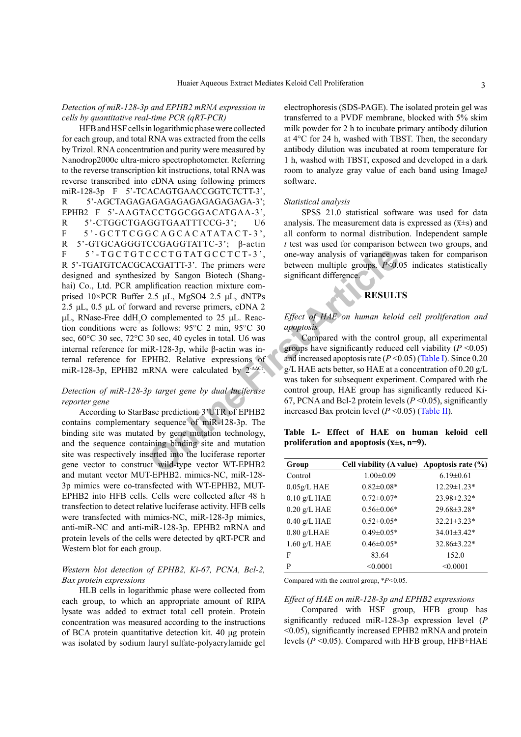*Detection of miR-128-3p and EPHB2 mRNA expression in cells by quantitative real-time PCR (qRT-PCR)*

HFB and HSF cells in logarithmic phase were collected for each group, and total RNA was extracted from the cells by Trizol. RNA concentration and purity were measured by Nanodrop2000c ultra-micro spectrophotometer. Referring to the reverse transcription kit instructions, total RNA was reverse transcribed into cDNA using following primers miR-128-3p F 5'-TCACAGTGAACCGGTCTCTT-3', R 5'-AGCTAGAGAGAGAGAGAGAGAGAGA-3'; EPHB2 F 5'-AAGTACCTGGCGGACATGAA-3', R 5'-CTGGCTGAGGTGAATTTCCG-3'; U6 F 5'-GCTTCGGCAGCACATATACT-3', R 5'-GTGCAGGGTCCGAGGTATTC-3'; β-actin F 5'-TGCTGTCCCTGTATGCCTCT-3', R 5'-TGATGTCACGCACGATTT-3'. The primers were designed and synthesized by Sangon Biotech (Shanghai) Co., Ltd. PCR amplification reaction mixture comprised 10×PCR Buffer 2.5 μL, MgSO4 2.5 μL, dNTPs 2.5 μL, 0.5 μL of forward and reverse primers, cDNA 2 μL, RNase-Free dd$H_2O$ complemented to 25 μL. Reaction conditions were as follows: 95°C 2 min, 95°C 30 sec, 60°C 30 sec, 72°C 30 sec, 40 cycles in total. U6 was internal reference for miR-128-3p, while β-actin was internal reference for EPHB2. Relative expressions of miR-128-3p, EPHB2 mRNA were calculated by $2^{-\Delta\Delta Ct}$.

*Detection of miR-128-3p target gene by dual luciferase reporter gene*

According to StarBase prediction, 3'UTR of EPHB2 contains complementary sequence of miR-128-3p. The binding site was mutated by gene mutation technology, and the sequence containing binding site and mutation site was respectively inserted into the luciferase reporter gene vector to construct wild-type vector WT-EPHB2 and mutant vector MUT-EPHB2. mimics-NC, miR-128-3p mimics were co-transfected with WT-EPHB2, MUT-EPHB2 into HFB cells. Cells were collected after 48 h transfection to detect relative luciferase activity. HFB cells were transfected with mimics-NC, miR-128-3p mimics, anti-miR-NC and anti-miR-128-3p. EPHB2 mRNA and protein levels of the cells were detected by qRT-PCR and Western blot for each group.

*Western blot detection of EPHB2, Ki-67, PCNA, Bcl-2, Bax protein expressions*

HLB cells in logarithmic phase were collected from each group, to which an appropriate amount of RIPA lysate was added to extract total cell protein. Protein concentration was measured according to the instructions of BCA protein quantitative detection kit. 40 μg protein was isolated by sodium lauryl sulfate-polyacrylamide gel electrophoresis (SDS-PAGE). The isolated protein gel was transferred to a PVDF membrane, blocked with 5% skim milk powder for 2 h to incubate primary antibody dilution at 4°C for 24 h, washed with TBST. Then, the secondary antibody dilution was incubated at room temperature for 1 h, washed with TBST, exposed and developed in a dark room to analyze gray value of each band using ImageJ software.

*Statistical analysis*

SPSS 21.0 statistical software was used for data analysis. The measurement data is expressed as ($\bar{x}$±s) and all conform to normal distribution. Independent sample *t* test was used for comparison between two groups, and one-way analysis of variance was taken for comparison between multiple groups. $P<0.05$ indicates statistically significant difference.

## RESULTS

*Effect of HAE on human keloid cell proliferation and apoptosis*

Compared with the control group, all experimental groups have significantly reduced cell viability ($P<0.05$) and increased apoptosis rate ($P<0.05$) (Table I). Since 0.20 g/L HAE acts better, so HAE at a concentration of 0.20 g/L was taken for subsequent experiment. Compared with the control group, HAE group has significantly reduced Ki-67, PCNA and Bcl-2 protein levels ($P<0.05$), significantly increased Bax protein level ($P<0.05$) (Table II).

**Table I.- Effect of HAE on human keloid cell proliferation and apoptosis ($\bar{x}$±s, n=9).**

| Group | Cell viability (A value) | Apoptosis rate (%) |
|---|---|---|
| Control | 1.00±0.09 | 6.19±0.61 |
| 0.05g/L HAE | 0.82±0.08* | 12.29±1.23* |
| 0.10 g/L HAE | 0.72±0.07* | 23.98±2.32* |
| 0.20 g/L HAE | 0.56±0.06* | 29.68±3.28* |
| 0.40 g/L HAE | 0.52±0.05* | 32.21±3.23* |
| 0.80 g/LHAE | 0.49±0.05* | 34.01±3.42* |
| 1.60 g/L HAE | 0.46±0.05* | 32.86±3.22* |
| F | 83.64 | 152.0 |
| P | <0.0001 | <0.0001 |

Compared with the control group, *$P<0.05$.

*Effect of HAE on miR-128-3p and EPHB2 expressions*

Compared with HSF group, HFB group has significantly reduced miR-128-3p expression level ($P<0.05$), significantly increased EPHB2 mRNA and protein levels ($P<0.05$). Compared with HFB group, HFB+HAE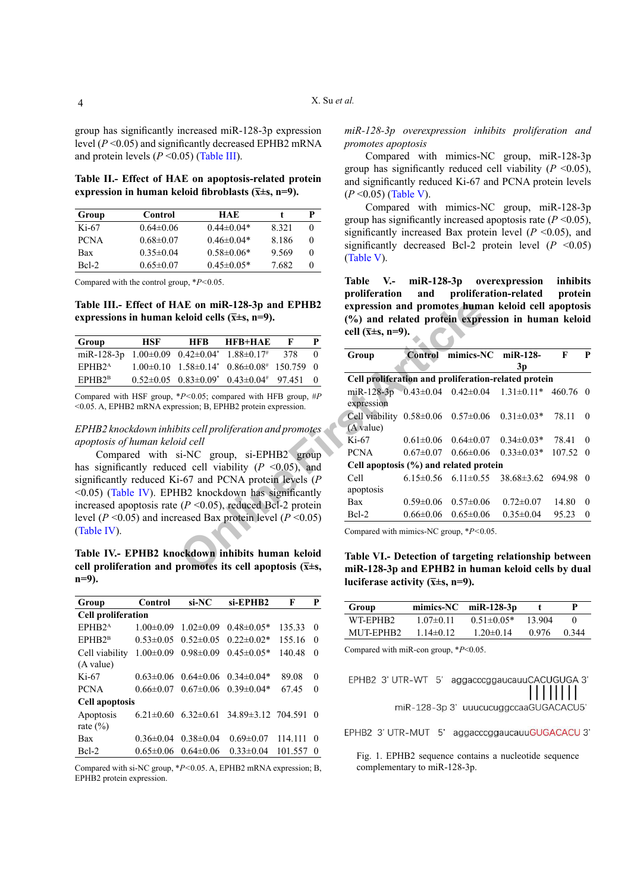group has significantly increased miR-128-3p expression level ($P$ <0.05) and significantly decreased EPHB2 mRNA and protein levels ($P$ <0.05) (Table III).

**Table II.- Effect of HAE on apoptosis-related protein expression in human keloid fibroblasts ($\bar{x}$±s, n=9).**

| Group | Control | HAE | t | P |
|---|---|---|---|---|
| Ki-67 | 0.64±0.06 | 0.44±0.04* | 8.321 | 0 |
| PCNA | 0.68±0.07 | 0.46±0.04* | 8.186 | 0 |
| Bax | 0.35±0.04 | 0.58±0.06* | 9.569 | 0 |
| Bcl-2 | 0.65±0.07 | 0.45±0.05* | 7.682 | 0 |

Compared with the control group, *$P$<0.05.

**Table III.- Effect of HAE on miR-128-3p and EPHB2 expressions in human keloid cells ($\bar{x}$±s, n=9).**

| Group | HSF | HFB | HFB+HAE | F | P |
|---|---|---|---|---|---|
| miR-128-3p | 1.00±0.09 | 0.42±0.04* | 1.88±0.17# | 378 | 0 |
| EPHB2A | 1.00±0.10 | 1.58±0.14* | 0.86±0.08# | 150.759 | 0 |
| EPHB2B | 0.52±0.05 | 0.83±0.09* | 0.43±0.04# | 97.451 | 0 |

Compared with HSF group, *$P$<0.05; compared with HFB group, #$P$ <0.05. A, EPHB2 mRNA expression; B, EPHB2 protein expression.

*EPHB2 knockdown inhibits cell proliferation and promotes apoptosis of human keloid cell*

Compared with si-NC group, si-EPHB2 group has significantly reduced cell viability ($P$ <0.05), and significantly reduced Ki-67 and PCNA protein levels ($P$ <0.05) (Table IV). EPHB2 knockdown has significantly increased apoptosis rate ($P$ <0.05), reduced Bcl-2 protein level ($P$ <0.05) and increased Bax protein level ($P$ <0.05) (Table IV).

**Table IV.- EPHB2 knockdown inhibits human keloid cell proliferation and promotes its cell apoptosis ($\bar{x}$±s, n=9).**

| Group | Control | si-NC | si-EPHB2 | F | P |
|---|---|---|---|---|---|
| **Cell proliferation** | | | | | |
| EPHB2A | 1.00±0.09 | 1.02±0.09 | 0.48±0.05* | 135.33 | 0 |
| EPHB2B | 0.53±0.05 | 0.52±0.05 | 0.22±0.02* | 155.16 | 0 |
| Cell viability (A value) | 1.00±0.09 | 0.98±0.09 | 0.45±0.05* | 140.48 | 0 |
| Ki-67 | 0.63±0.06 | 0.64±0.06 | 0.34±0.04* | 89.08 | 0 |
| PCNA | 0.66±0.07 | 0.67±0.06 | 0.39±0.04* | 67.45 | 0 |
| **Cell apoptosis** | | | | | |
| Apoptosis rate (%) | 6.21±0.60 | 6.32±0.61 | 34.89±3.12 | 704.591 | 0 |
| Bax | 0.36±0.04 | 0.38±0.04 | 0.69±0.07 | 114.111 | 0 |
| Bcl-2 | 0.65±0.06 | 0.64±0.06 | 0.33±0.04 | 101.557 | 0 |

Compared with si-NC group, *$P$<0.05. A, EPHB2 mRNA expression; B, EPHB2 protein expression.

*miR-128-3p overexpression inhibits proliferation and promotes apoptosis*

Compared with mimics-NC group, miR-128-3p group has significantly reduced cell viability ($P$ <0.05), and significantly reduced Ki-67 and PCNA protein levels ($P$ <0.05) (Table V).

Compared with mimics-NC group, miR-128-3p group has significantly increased apoptosis rate ($P$ <0.05), significantly increased Bax protein level ($P$ <0.05), and significantly decreased Bcl-2 protein level ($P$ <0.05) (Table V).

**Table V.- miR-128-3p overexpression inhibits proliferation and proliferation-related protein expression and promotes human keloid cell apoptosis (%) and related protein expression in human keloid cell ($\bar{x}$±s, n=9).**

| Group | Control | mimics-NC | miR-128-3p | F | P |
|---|---|---|---|---|---|
| **Cell proliferation and proliferation-related protein** | | | | | |
| miR-128-3p expression | 0.43±0.04 | 0.42±0.04 | 1.31±0.11* | 460.76 | 0 |
| Cell viability (A value) | 0.58±0.06 | 0.57±0.06 | 0.31±0.03* | 78.11 | 0 |
| Ki-67 | 0.61±0.06 | 0.64±0.07 | 0.34±0.03* | 78.41 | 0 |
| PCNA | 0.67±0.07 | 0.66±0.06 | 0.33±0.03* | 107.52 | 0 |
| **Cell apoptosis (%) and related protein** | | | | | |
| Cell apoptosis | 6.15±0.56 | 6.11±0.55 | 38.68±3.62 | 694.98 | 0 |
| Bax | 0.59±0.06 | 0.57±0.06 | 0.72±0.07 | 14.80 | 0 |
| Bcl-2 | 0.66±0.06 | 0.65±0.06 | 0.35±0.04 | 95.23 | 0 |

Compared with mimics-NC group, *$P$<0.05.

**Table VI.- Detection of targeting relationship between miR-128-3p and EPHB2 in human keloid cells by dual luciferase activity ($\bar{x}$±s, n=9).**

| Group | mimics-NC | miR-128-3p | t | P |
|---|---|---|---|---|
| WT-EPHB2 | 1.07±0.11 | 0.51±0.05* | 13.904 | 0 |
| MUT-EPHB2 | 1.14±0.12 | 1.20±0.14 | 0.976 | 0.344 |

Compared with miR-con group, *$P$<0.05.

```
EPHB2 3' UTR-WT   5'  aggacccggaucauuCACUGUGA 3'
                                     ||||||||
            miR-128-3p 3'  uuucucuggccaaGUGACACU5'

EPHB2 3' UTR-MUT  5'  aggacccggaucauuGUGACACU 3'
```

Fig. 1. EPHB2 sequence contains a nucleotide sequence complementary to miR-128-3p.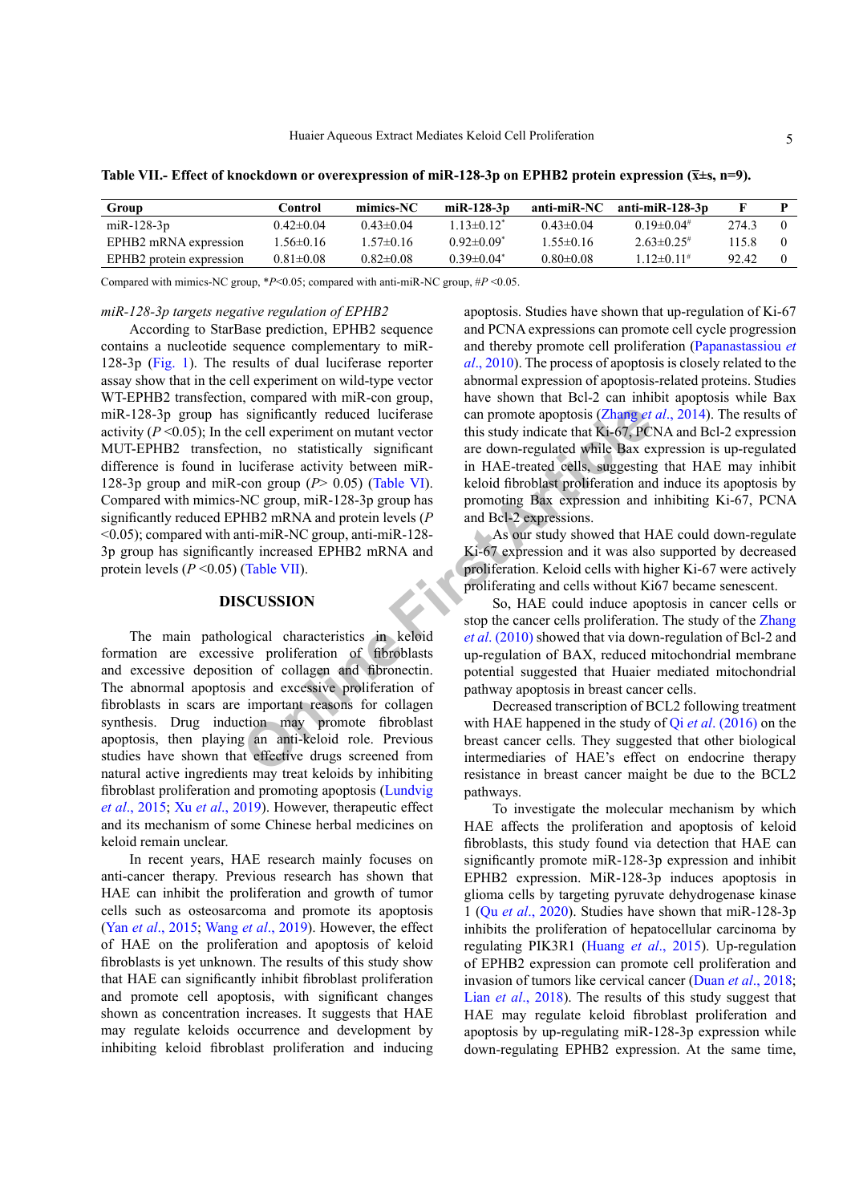**Table VII.- Effect of knockdown or overexpression of miR-128-3p on EPHB2 protein expression ($\bar{x}$±s, n=9).**

| Group | Control | mimics-NC | miR-128-3p | anti-miR-NC | anti-miR-128-3p | F | P |
|---|---|---|---|---|---|---|---|
| miR-128-3p | 0.42±0.04 | 0.43±0.04 | 1.13±0.12* | 0.43±0.04 | 0.19±0.04# | 274.3 | 0 |
| EPHB2 mRNA expression | 1.56±0.16 | 1.57±0.16 | 0.92±0.09* | 1.55±0.16 | 2.63±0.25# | 115.8 | 0 |
| EPHB2 protein expression | 0.81±0.08 | 0.82±0.08 | 0.39±0.04* | 0.80±0.08 | 1.12±0.11# | 92.42 | 0 |

Compared with mimics-NC group, \**P*<0.05; compared with anti-miR-NC group, #*P* <0.05.

*miR-128-3p targets negative regulation of EPHB2*

According to StarBase prediction, EPHB2 sequence contains a nucleotide sequence complementary to miR-128-3p (Fig. 1). The results of dual luciferase reporter assay show that in the cell experiment on wild-type vector WT-EPHB2 transfection, compared with miR-con group, miR-128-3p group has significantly reduced luciferase activity ($P$ <0.05); In the cell experiment on mutant vector MUT-EPHB2 transfection, no statistically significant difference is found in luciferase activity between miR-128-3p group and miR-con group ($P$> 0.05) (Table VI). Compared with mimics-NC group, miR-128-3p group has significantly reduced EPHB2 mRNA and protein levels ($P$ <0.05); compared with anti-miR-NC group, anti-miR-128-3p group has significantly increased EPHB2 mRNA and protein levels ($P$ <0.05) (Table VII).

## DISCUSSION

The main pathological characteristics in keloid formation are excessive proliferation of fibroblasts and excessive deposition of collagen and fibronectin. The abnormal apoptosis and excessive proliferation of fibroblasts in scars are important reasons for collagen synthesis. Drug induction may promote fibroblast apoptosis, then playing an anti-keloid role. Previous studies have shown that effective drugs screened from natural active ingredients may treat keloids by inhibiting fibroblast proliferation and promoting apoptosis (Lundvig *et al*., 2015; Xu *et al*., 2019). However, therapeutic effect and its mechanism of some Chinese herbal medicines on keloid remain unclear.

In recent years, HAE research mainly focuses on anti-cancer therapy. Previous research has shown that HAE can inhibit the proliferation and growth of tumor cells such as osteosarcoma and promote its apoptosis (Yan *et al*., 2015; Wang *et al*., 2019). However, the effect of HAE on the proliferation and apoptosis of keloid fibroblasts is yet unknown. The results of this study show that HAE can significantly inhibit fibroblast proliferation and promote cell apoptosis, with significant changes shown as concentration increases. It suggests that HAE may regulate keloids occurrence and development by inhibiting keloid fibroblast proliferation and inducing apoptosis. Studies have shown that up-regulation of Ki-67 and PCNA expressions can promote cell cycle progression and thereby promote cell proliferation (Papanastassiou *et al*., 2010). The process of apoptosis is closely related to the abnormal expression of apoptosis-related proteins. Studies have shown that Bcl-2 can inhibit apoptosis while Bax can promote apoptosis (Zhang *et al*., 2014). The results of this study indicate that Ki-67, PCNA and Bcl-2 expression are down-regulated while Bax expression is up-regulated in HAE-treated cells, suggesting that HAE may inhibit keloid fibroblast proliferation and induce its apoptosis by promoting Bax expression and inhibiting Ki-67, PCNA and Bcl-2 expressions.

As our study showed that HAE could down-regulate Ki-67 expression and it was also supported by decreased proliferation. Keloid cells with higher Ki-67 were actively proliferating and cells without Ki67 became senescent.

So, HAE could induce apoptosis in cancer cells or stop the cancer cells proliferation. The study of the Zhang *et al*. (2010) showed that via down-regulation of Bcl-2 and up-regulation of BAX, reduced mitochondrial membrane potential suggested that Huaier mediated mitochondrial pathway apoptosis in breast cancer cells.

Decreased transcription of BCL2 following treatment with HAE happened in the study of Qi *et al*. (2016) on the breast cancer cells. They suggested that other biological intermediaries of HAE's effect on endocrine therapy resistance in breast cancer maight be due to the BCL2 pathways.

To investigate the molecular mechanism by which HAE affects the proliferation and apoptosis of keloid fibroblasts, this study found via detection that HAE can significantly promote miR-128-3p expression and inhibit EPHB2 expression. MiR-128-3p induces apoptosis in glioma cells by targeting pyruvate dehydrogenase kinase 1 (Qu *et al*., 2020). Studies have shown that miR-128-3p inhibits the proliferation of hepatocellular carcinoma by regulating PIK3R1 (Huang *et al*., 2015). Up-regulation of EPHB2 expression can promote cell proliferation and invasion of tumors like cervical cancer (Duan *et al*., 2018; Lian *et al*., 2018). The results of this study suggest that HAE may regulate keloid fibroblast proliferation and apoptosis by up-regulating miR-128-3p expression while down-regulating EPHB2 expression. At the same time,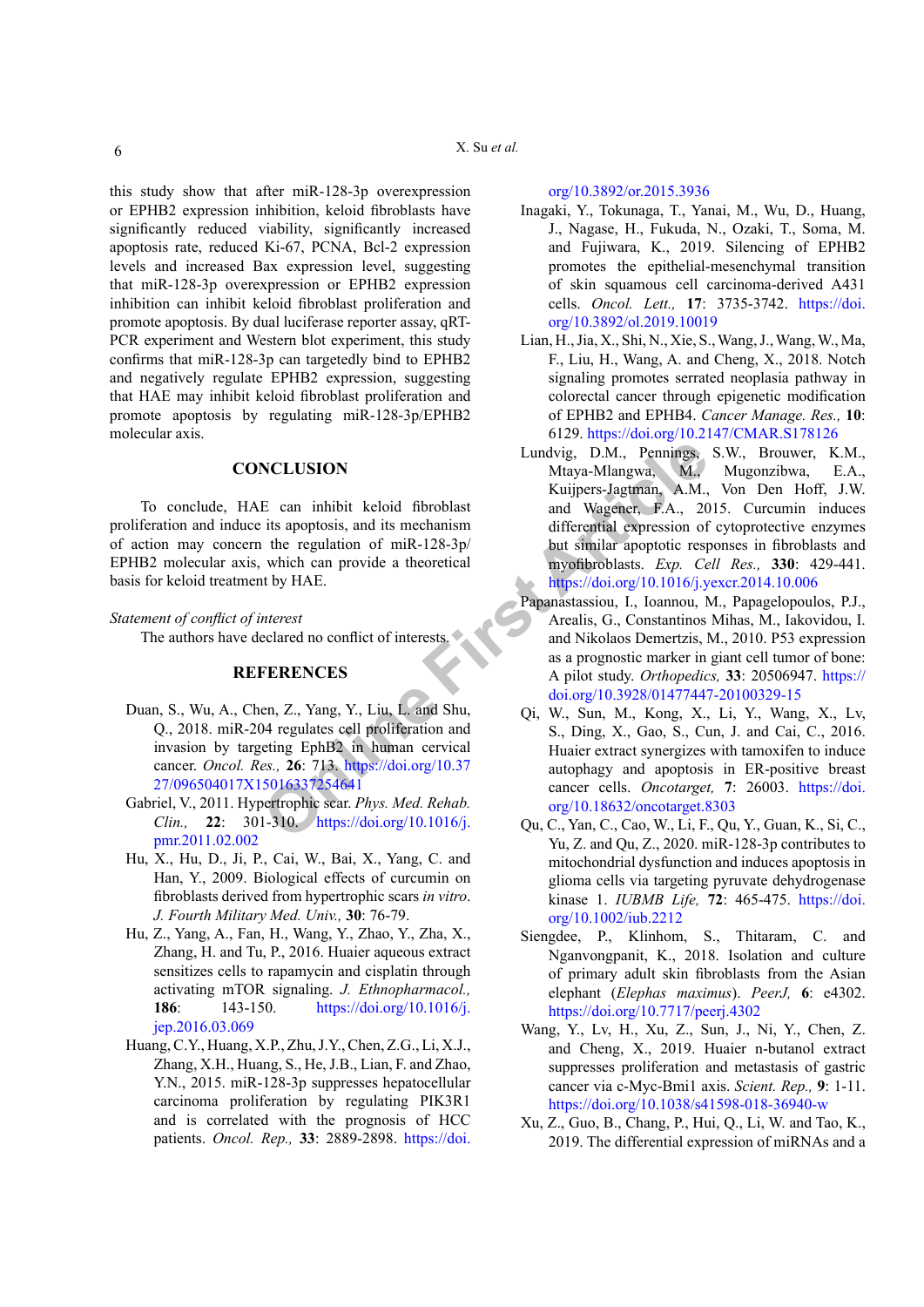this study show that after miR-128-3p overexpression or EPHB2 expression inhibition, keloid fibroblasts have significantly reduced viability, significantly increased apoptosis rate, reduced Ki-67, PCNA, Bcl-2 expression levels and increased Bax expression level, suggesting that miR-128-3p overexpression or EPHB2 expression inhibition can inhibit keloid fibroblast proliferation and promote apoptosis. By dual luciferase reporter assay, qRT-PCR experiment and Western blot experiment, this study confirms that miR-128-3p can targetedly bind to EPHB2 and negatively regulate EPHB2 expression, suggesting that HAE may inhibit keloid fibroblast proliferation and promote apoptosis by regulating miR-128-3p/EPHB2 molecular axis.

## CONCLUSION

To conclude, HAE can inhibit keloid fibroblast proliferation and induce its apoptosis, and its mechanism of action may concern the regulation of miR-128-3p/EPHB2 molecular axis, which can provide a theoretical basis for keloid treatment by HAE.

*Statement of conflict of interest*

The authors have declared no conflict of interests.

## REFERENCES

Duan, S., Wu, A., Chen, Z., Yang, Y., Liu, L. and Shu, Q., 2018. miR-204 regulates cell proliferation and invasion by targeting EphB2 in human cervical cancer. *Oncol. Res.,* **26**: 713. https://doi.org/10.3727/096504017X15016337254641

Gabriel, V., 2011. Hypertrophic scar. *Phys. Med. Rehab. Clin.,* **22**: 301-310. https://doi.org/10.1016/j.pmr.2011.02.002

Hu, X., Hu, D., Ji, P., Cai, W., Bai, X., Yang, C. and Han, Y., 2009. Biological effects of curcumin on fibroblasts derived from hypertrophic scars *in vitro*. *J. Fourth Military Med. Univ.,* **30**: 76-79.

Hu, Z., Yang, A., Fan, H., Wang, Y., Zhao, Y., Zha, X., Zhang, H. and Tu, P., 2016. Huaier aqueous extract sensitizes cells to rapamycin and cisplatin through activating mTOR signaling. *J. Ethnopharmacol.,* **186**: 143-150. https://doi.org/10.1016/j.jep.2016.03.069

Huang, C.Y., Huang, X.P., Zhu, J.Y., Chen, Z.G., Li, X.J., Zhang, X.H., Huang, S., He, J.B., Lian, F. and Zhao, Y.N., 2015. miR-128-3p suppresses hepatocellular carcinoma proliferation by regulating PIK3R1 and is correlated with the prognosis of HCC patients. *Oncol. Rep.,* **33**: 2889-2898. https://doi.org/10.3892/or.2015.3936

Inagaki, Y., Tokunaga, T., Yanai, M., Wu, D., Huang, J., Nagase, H., Fukuda, N., Ozaki, T., Soma, M. and Fujiwara, K., 2019. Silencing of EPHB2 promotes the epithelial-mesenchymal transition of skin squamous cell carcinoma-derived A431 cells. *Oncol. Lett.,* **17**: 3735-3742. https://doi.org/10.3892/ol.2019.10019

Lian, H., Jia, X., Shi, N., Xie, S., Wang, J., Wang, W., Ma, F., Liu, H., Wang, A. and Cheng, X., 2018. Notch signaling promotes serrated neoplasia pathway in colorectal cancer through epigenetic modification of EPHB2 and EPHB4. *Cancer Manage. Res.,* **10**: 6129. https://doi.org/10.2147/CMAR.S178126

Lundvig, D.M., Pennings, S.W., Brouwer, K.M., Mtaya-Mlangwa, M., Mugonzibwa, E.A., Kuijpers-Jagtman, A.M., Von Den Hoff, J.W. and Wagener, F.A., 2015. Curcumin induces differential expression of cytoprotective enzymes but similar apoptotic responses in fibroblasts and myofibroblasts. *Exp. Cell Res.,* **330**: 429-441. https://doi.org/10.1016/j.yexcr.2014.10.006

Papanastassiou, I., Ioannou, M., Papagelopoulos, P.J., Arealis, G., Constantinos Mihas, M., Iakovidou, I. and Nikolaos Demertzis, M., 2010. P53 expression as a prognostic marker in giant cell tumor of bone: A pilot study. *Orthopedics,* **33**: 20506947. https://doi.org/10.3928/01477447-20100329-15

Qi, W., Sun, M., Kong, X., Li, Y., Wang, X., Lv, S., Ding, X., Gao, S., Cun, J. and Cai, C., 2016. Huaier extract synergizes with tamoxifen to induce autophagy and apoptosis in ER-positive breast cancer cells. *Oncotarget,* **7**: 26003. https://doi.org/10.18632/oncotarget.8303

Qu, C., Yan, C., Cao, W., Li, F., Qu, Y., Guan, K., Si, C., Yu, Z. and Qu, Z., 2020. miR-128-3p contributes to mitochondrial dysfunction and induces apoptosis in glioma cells via targeting pyruvate dehydrogenase kinase 1. *IUBMB Life,* **72**: 465-475. https://doi.org/10.1002/iub.2212

Siengdee, P., Klinhom, S., Thitaram, C. and Nganvongpanit, K., 2018. Isolation and culture of primary adult skin fibroblasts from the Asian elephant (*Elephas maximus*). *PeerJ,* **6**: e4302. https://doi.org/10.7717/peerj.4302

Wang, Y., Lv, H., Xu, Z., Sun, J., Ni, Y., Chen, Z. and Cheng, X., 2019. Huaier n-butanol extract suppresses proliferation and metastasis of gastric cancer via c-Myc-Bmi1 axis. *Scient. Rep.,* **9**: 1-11. https://doi.org/10.1038/s41598-018-36940-w

Xu, Z., Guo, B., Chang, P., Hui, Q., Li, W. and Tao, K., 2019. The differential expression of miRNAs and a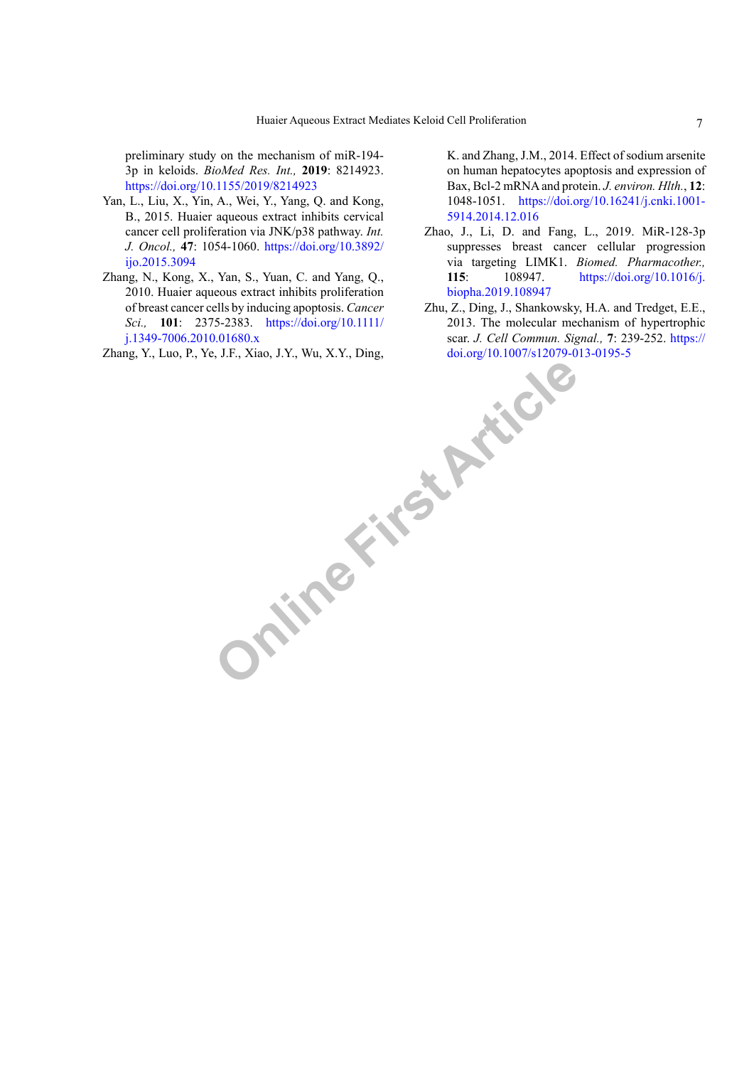preliminary study on the mechanism of miR-194-3p in keloids. *BioMed Res. Int.,* **2019**: 8214923. https://doi.org/10.1155/2019/8214923

Yan, L., Liu, X., Yin, A., Wei, Y., Yang, Q. and Kong, B., 2015. Huaier aqueous extract inhibits cervical cancer cell proliferation via JNK/p38 pathway. *Int. J. Oncol.,* **47**: 1054-1060. https://doi.org/10.3892/ijo.2015.3094

Zhang, N., Kong, X., Yan, S., Yuan, C. and Yang, Q., 2010. Huaier aqueous extract inhibits proliferation of breast cancer cells by inducing apoptosis. *Cancer Sci.,* **101**: 2375-2383. https://doi.org/10.1111/j.1349-7006.2010.01680.x

Zhang, Y., Luo, P., Ye, J.F., Xiao, J.Y., Wu, X.Y., Ding, K. and Zhang, J.M., 2014. Effect of sodium arsenite on human hepatocytes apoptosis and expression of Bax, Bcl-2 mRNA and protein. *J. environ. Hlth.*, **12**: 1048-1051. https://doi.org/10.16241/j.cnki.1001-5914.2014.12.016

Zhao, J., Li, D. and Fang, L., 2019. MiR-128-3p suppresses breast cancer cellular progression via targeting LIMK1. *Biomed. Pharmacother.,* **115**: 108947. https://doi.org/10.1016/j.biopha.2019.108947

Zhu, Z., Ding, J., Shankowsky, H.A. and Tredget, E.E., 2013. The molecular mechanism of hypertrophic scar. *J. Cell Commun. Signal.,* **7**: 239-252. https://doi.org/10.1007/s12079-013-0195-5